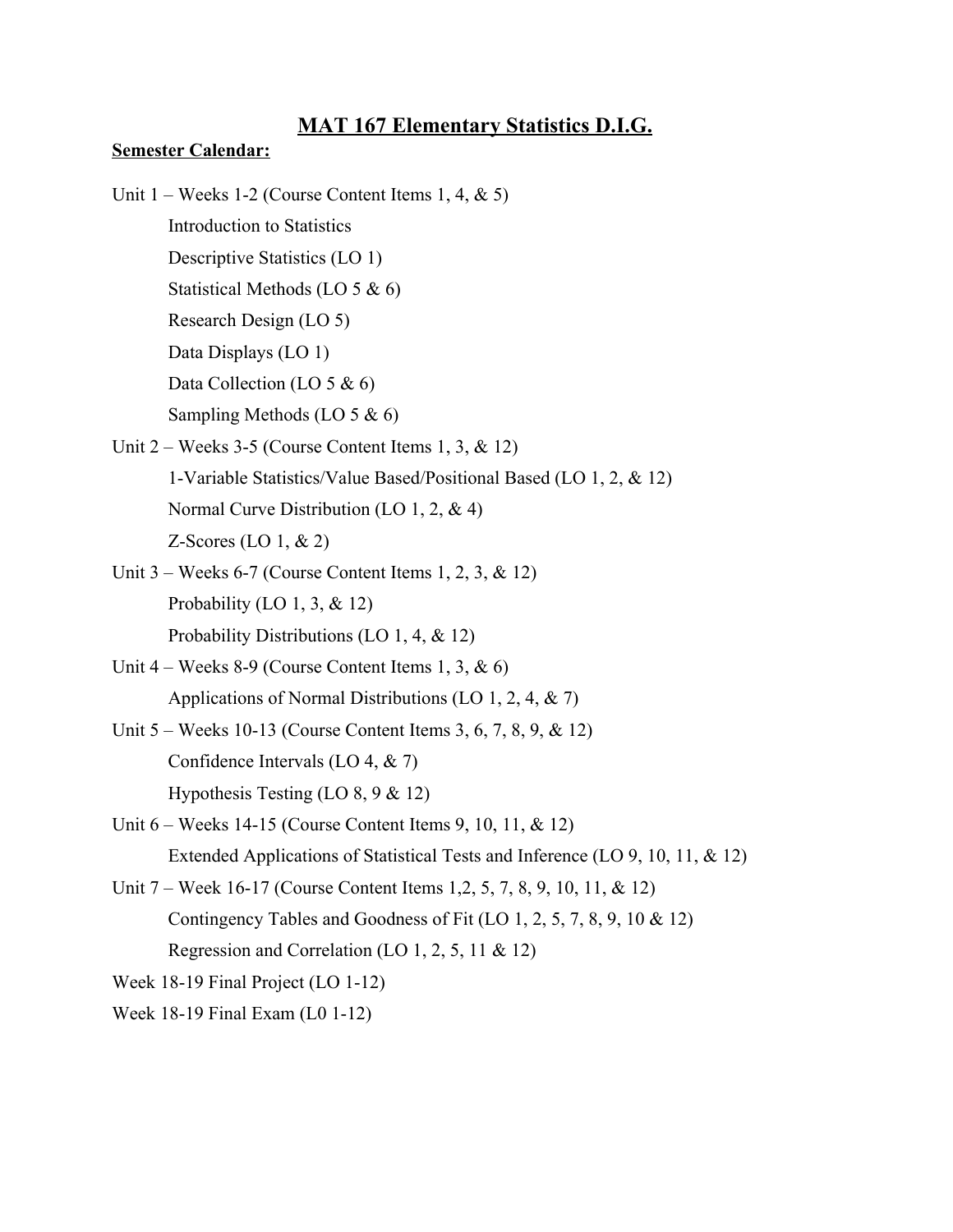# MAT 167 Elementary Statistics D.I.G.

**Semester Calendar:**

Unit 1 – Weeks 1-2 (Course Content Items 1, 4, & 5)

- Introduction to Statistics
- Descriptive Statistics (LO 1)
- Statistical Methods (LO 5 & 6)
- Research Design (LO 5)
- Data Displays (LO 1)
- Data Collection (LO 5 & 6)
- Sampling Methods (LO 5 & 6)

Unit 2 – Weeks 3-5 (Course Content Items 1, 3, & 12)

- 1-Variable Statistics/Value Based/Positional Based (LO 1, 2, & 12)
- Normal Curve Distribution (LO 1, 2, & 4)
- Z-Scores (LO 1, & 2)

Unit 3 – Weeks 6-7 (Course Content Items 1, 2, 3, & 12)

- Probability (LO 1, 3, & 12)
- Probability Distributions (LO 1, 4, & 12)

Unit 4 – Weeks 8-9 (Course Content Items 1, 3, & 6)

- Applications of Normal Distributions (LO 1, 2, 4, & 7)

Unit 5 – Weeks 10-13 (Course Content Items 3, 6, 7, 8, 9, & 12)

- Confidence Intervals (LO 4, & 7)
- Hypothesis Testing (LO 8, 9 & 12)

Unit 6 – Weeks 14-15 (Course Content Items 9, 10, 11, & 12)

- Extended Applications of Statistical Tests and Inference (LO 9, 10, 11, & 12)

Unit 7 – Week 16-17 (Course Content Items 1,2, 5, 7, 8, 9, 10, 11, & 12)

- Contingency Tables and Goodness of Fit (LO 1, 2, 5, 7, 8, 9, 10 & 12)
- Regression and Correlation (LO 1, 2, 5, 11 & 12)

Week 18-19 Final Project (LO 1-12)

Week 18-19 Final Exam (L0 1-12)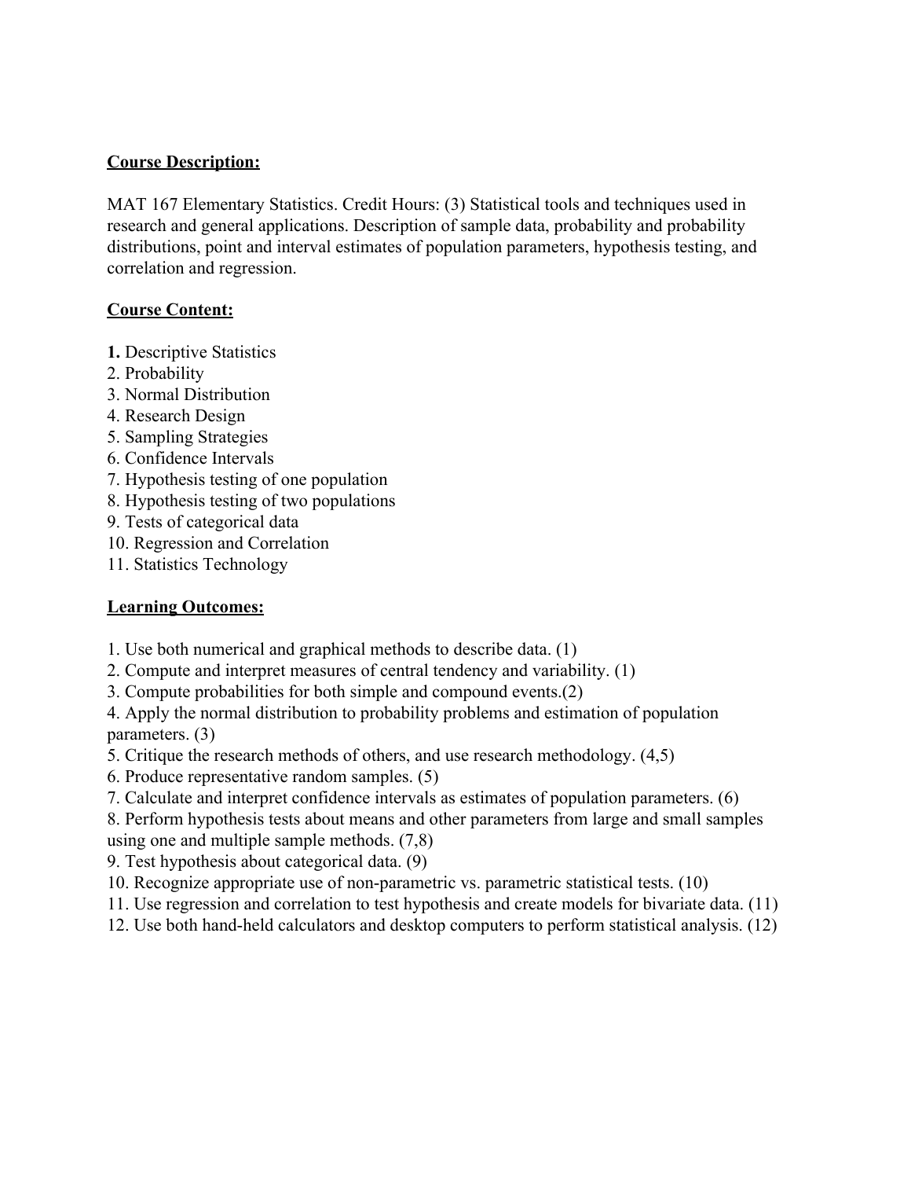**Course Description:**

MAT 167 Elementary Statistics. Credit Hours: (3) Statistical tools and techniques used in research and general applications. Description of sample data, probability and probability distributions, point and interval estimates of population parameters, hypothesis testing, and correlation and regression.

**Course Content:**

**1.** Descriptive Statistics
2. Probability
3. Normal Distribution
4. Research Design
5. Sampling Strategies
6. Confidence Intervals
7. Hypothesis testing of one population
8. Hypothesis testing of two populations
9. Tests of categorical data
10. Regression and Correlation
11. Statistics Technology

**Learning Outcomes:**

1. Use both numerical and graphical methods to describe data. (1)
2. Compute and interpret measures of central tendency and variability. (1)
3. Compute probabilities for both simple and compound events.(2)
4. Apply the normal distribution to probability problems and estimation of population parameters. (3)
5. Critique the research methods of others, and use research methodology. (4,5)
6. Produce representative random samples. (5)
7. Calculate and interpret confidence intervals as estimates of population parameters. (6)
8. Perform hypothesis tests about means and other parameters from large and small samples using one and multiple sample methods. (7,8)
9. Test hypothesis about categorical data. (9)
10. Recognize appropriate use of non-parametric vs. parametric statistical tests. (10)
11. Use regression and correlation to test hypothesis and create models for bivariate data. (11)
12. Use both hand-held calculators and desktop computers to perform statistical analysis. (12)